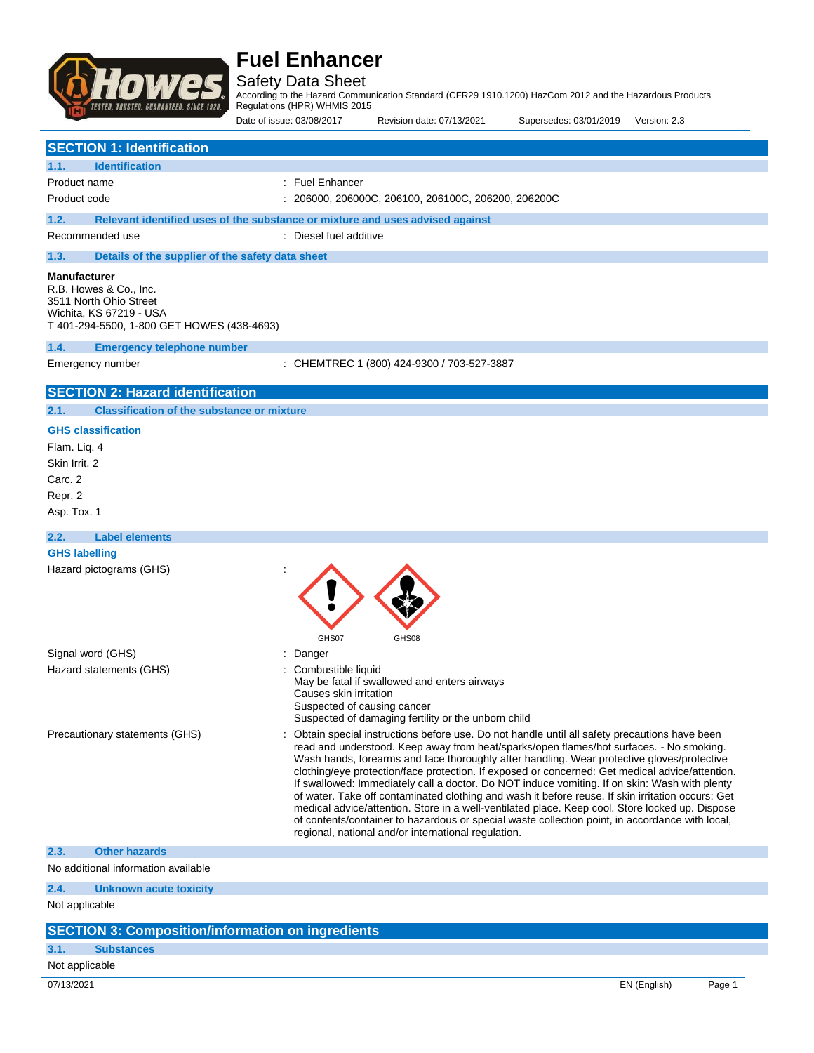# Fuel Enhancer

Safety Data Sheet

According to the Hazard Communication Standard (CFR29 1910.1200) HazCom 2012 and the Hazardous Products Regulations (HPR) WHMIS 2015

Date of issue: 03/08/2017 Revision date: 07/13/2021 Supersedes: 03/01/2019 Version: 2.3

## SECTION 1: Identification

### 1.1. Identification

| | |
|---|---|
| Product name | : Fuel Enhancer |
| Product code | : 206000, 206000C, 206100, 206100C, 206200, 206200C |

### 1.2. Relevant identified uses of the substance or mixture and uses advised against

| | |
|---|---|
| Recommended use | : Diesel fuel additive |

### 1.3. Details of the supplier of the safety data sheet

**Manufacturer**
R.B. Howes & Co., Inc.
3511 North Ohio Street
Wichita, KS 67219 - USA
T 401-294-5500, 1-800 GET HOWES (438-4693)

### 1.4. Emergency telephone number

| | |
|---|---|
| Emergency number | : CHEMTREC 1 (800) 424-9300 / 703-527-3887 |

## SECTION 2: Hazard identification

### 2.1. Classification of the substance or mixture

**GHS classification**

Flam. Liq. 4

Skin Irrit. 2

Carc. 2

Repr. 2

Asp. Tox. 1

### 2.2. Label elements

**GHS labelling**

Hazard pictograms (GHS) :

GHS07 GHS08

Signal word (GHS) : Danger

Hazard statements (GHS) : Combustible liquid
May be fatal if swallowed and enters airways
Causes skin irritation
Suspected of causing cancer
Suspected of damaging fertility or the unborn child

Precautionary statements (GHS) : Obtain special instructions before use. Do not handle until all safety precautions have been read and understood. Keep away from heat/sparks/open flames/hot surfaces. - No smoking. Wash hands, forearms and face thoroughly after handling. Wear protective gloves/protective clothing/eye protection/face protection. If exposed or concerned: Get medical advice/attention. If swallowed: Immediately call a doctor. Do NOT induce vomiting. If on skin: Wash with plenty of water. Take off contaminated clothing and wash it before reuse. If skin irritation occurs: Get medical advice/attention. Store in a well-ventilated place. Keep cool. Store locked up. Dispose of contents/container to hazardous or special waste collection point, in accordance with local, regional, national and/or international regulation.

### 2.3. Other hazards

No additional information available

### 2.4. Unknown acute toxicity

Not applicable

## SECTION 3: Composition/information on ingredients

### 3.1. Substances

Not applicable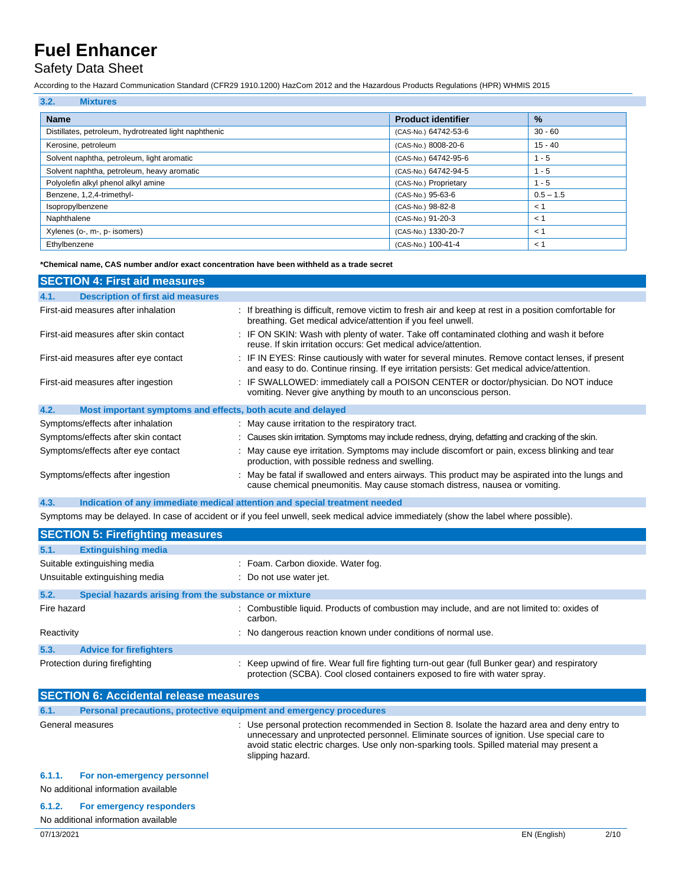### 3.2. Mixtures

| Name | Product identifier | % |
|---|---|---|
| Distillates, petroleum, hydrotreated light naphthenic | (CAS-No.) 64742-53-6 | 30 - 60 |
| Kerosine, petroleum | (CAS-No.) 8008-20-6 | 15 - 40 |
| Solvent naphtha, petroleum, light aromatic | (CAS-No.) 64742-95-6 | 1 - 5 |
| Solvent naphtha, petroleum, heavy aromatic | (CAS-No.) 64742-94-5 | 1 - 5 |
| Polyolefin alkyl phenol alkyl amine | (CAS-No.) Proprietary | 1 - 5 |
| Benzene, 1,2,4-trimethyl- | (CAS-No.) 95-63-6 | 0.5 – 1.5 |
| Isopropylbenzene | (CAS-No.) 98-82-8 | < 1 |
| Naphthalene | (CAS-No.) 91-20-3 | < 1 |
| Xylenes (o-, m-, p- isomers) | (CAS-No.) 1330-20-7 | < 1 |
| Ethylbenzene | (CAS-No.) 100-41-4 | < 1 |

**\*Chemical name, CAS number and/or exact concentration have been withheld as a trade secret**

## SECTION 4: First aid measures

### 4.1. Description of first aid measures

First-aid measures after inhalation : If breathing is difficult, remove victim to fresh air and keep at rest in a position comfortable for breathing. Get medical advice/attention if you feel unwell.

First-aid measures after skin contact : IF ON SKIN: Wash with plenty of water. Take off contaminated clothing and wash it before reuse. If skin irritation occurs: Get medical advice/attention.

First-aid measures after eye contact : IF IN EYES: Rinse cautiously with water for several minutes. Remove contact lenses, if present and easy to do. Continue rinsing. If eye irritation persists: Get medical advice/attention.

First-aid measures after ingestion : IF SWALLOWED: immediately call a POISON CENTER or doctor/physician. Do NOT induce vomiting. Never give anything by mouth to an unconscious person.

### 4.2. Most important symptoms and effects, both acute and delayed

Symptoms/effects after inhalation : May cause irritation to the respiratory tract.

Symptoms/effects after skin contact : Causes skin irritation. Symptoms may include redness, drying, defatting and cracking of the skin.

Symptoms/effects after eye contact : May cause eye irritation. Symptoms may include discomfort or pain, excess blinking and tear production, with possible redness and swelling.

Symptoms/effects after ingestion : May be fatal if swallowed and enters airways. This product may be aspirated into the lungs and cause chemical pneumonitis. May cause stomach distress, nausea or vomiting.

### 4.3. Indication of any immediate medical attention and special treatment needed

Symptoms may be delayed. In case of accident or if you feel unwell, seek medical advice immediately (show the label where possible).

## SECTION 5: Firefighting measures

### 5.1. Extinguishing media

Suitable extinguishing media : Foam. Carbon dioxide. Water fog.

Unsuitable extinguishing media : Do not use water jet.

### 5.2. Special hazards arising from the substance or mixture

Fire hazard : Combustible liquid. Products of combustion may include, and are not limited to: oxides of carbon.

Reactivity : No dangerous reaction known under conditions of normal use.

### 5.3. Advice for firefighters

Protection during firefighting : Keep upwind of fire. Wear full fire fighting turn-out gear (full Bunker gear) and respiratory protection (SCBA). Cool closed containers exposed to fire with water spray.

## SECTION 6: Accidental release measures

### 6.1. Personal precautions, protective equipment and emergency procedures

General measures : Use personal protection recommended in Section 8. Isolate the hazard area and deny entry to unnecessary and unprotected personnel. Eliminate sources of ignition. Use special care to avoid static electric charges. Use only non-sparking tools. Spilled material may present a slipping hazard.

#### 6.1.1. For non-emergency personnel

No additional information available

#### 6.1.2. For emergency responders

No additional information available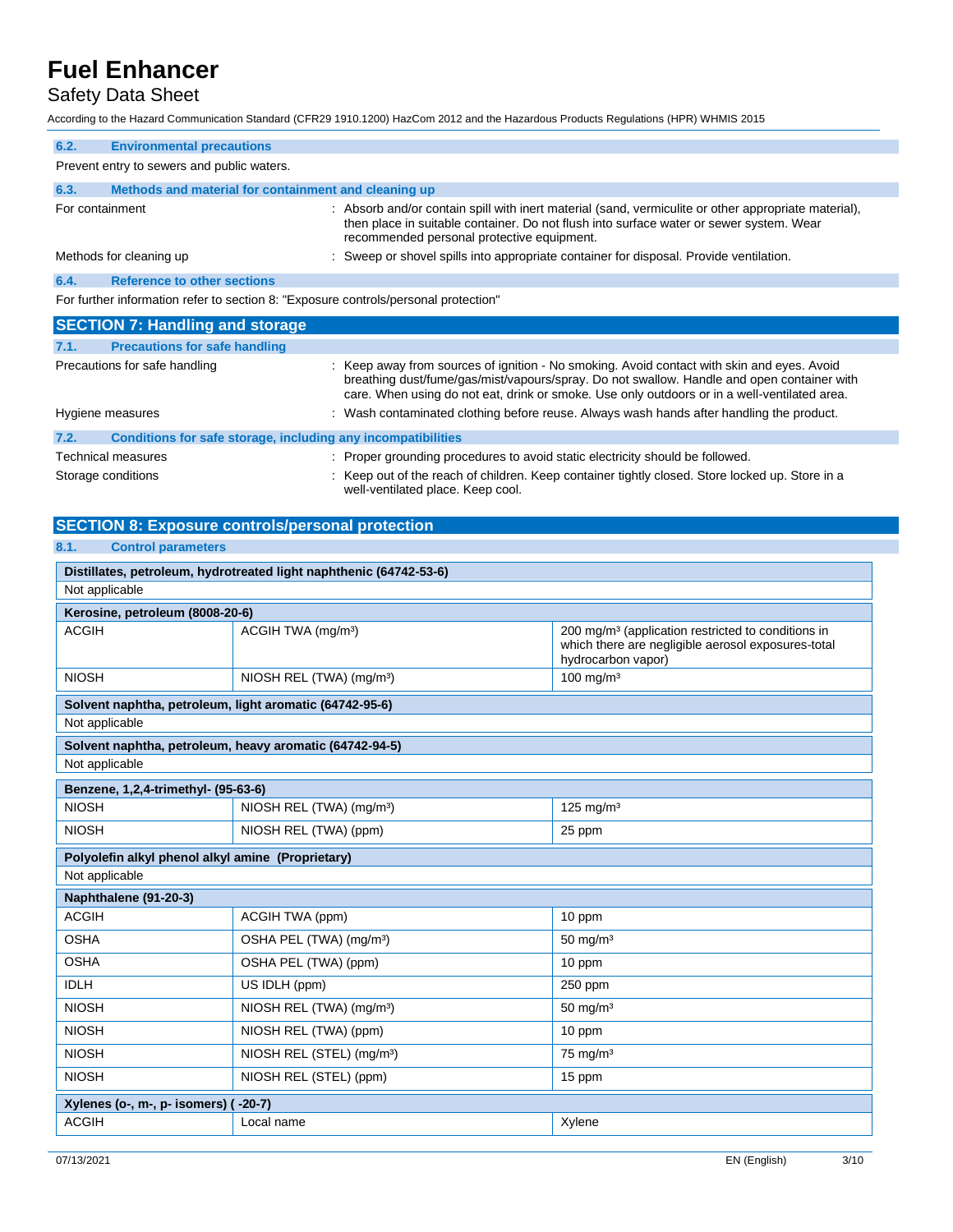#### 6.2. Environmental precautions

Prevent entry to sewers and public waters.

#### 6.3. Methods and material for containment and cleaning up

For containment : Absorb and/or contain spill with inert material (sand, vermiculite or other appropriate material), then place in suitable container. Do not flush into surface water or sewer system. Wear recommended personal protective equipment.

Methods for cleaning up : Sweep or shovel spills into appropriate container for disposal. Provide ventilation.

#### 6.4. Reference to other sections

For further information refer to section 8: "Exposure controls/personal protection"

## SECTION 7: Handling and storage

#### 7.1. Precautions for safe handling

Precautions for safe handling : Keep away from sources of ignition - No smoking. Avoid contact with skin and eyes. Avoid breathing dust/fume/gas/mist/vapours/spray. Do not swallow. Handle and open container with care. When using do not eat, drink or smoke. Use only outdoors or in a well-ventilated area.

Hygiene measures : Wash contaminated clothing before reuse. Always wash hands after handling the product.

#### 7.2. Conditions for safe storage, including any incompatibilities

Technical measures : Proper grounding procedures to avoid static electricity should be followed.

Storage conditions : Keep out of the reach of children. Keep container tightly closed. Store locked up. Store in a well-ventilated place. Keep cool.

## SECTION 8: Exposure controls/personal protection

#### 8.1. Control parameters

| Distillates, petroleum, hydrotreated light naphthenic (64742-53-6) | | |
|---|---|---|
| Not applicable | | |

| Kerosine, petroleum (8008-20-6) | | |
|---|---|---|
| ACGIH | ACGIH TWA (mg/m³) | 200 mg/m³ (application restricted to conditions in which there are negligible aerosol exposures-total hydrocarbon vapor) |
| NIOSH | NIOSH REL (TWA) (mg/m³) | 100 mg/m³ |

| Solvent naphtha, petroleum, light aromatic (64742-95-6) | | |
|---|---|---|
| Not applicable | | |

| Solvent naphtha, petroleum, heavy aromatic (64742-94-5) | | |
|---|---|---|
| Not applicable | | |

| Benzene, 1,2,4-trimethyl- (95-63-6) | | |
|---|---|---|
| NIOSH | NIOSH REL (TWA) (mg/m³) | 125 mg/m³ |
| NIOSH | NIOSH REL (TWA) (ppm) | 25 ppm |

| Polyolefin alkyl phenol alkyl amine (Proprietary) | | |
|---|---|---|
| Not applicable | | |

| Naphthalene (91-20-3) | | |
|---|---|---|
| ACGIH | ACGIH TWA (ppm) | 10 ppm |
| OSHA | OSHA PEL (TWA) (mg/m³) | 50 mg/m³ |
| OSHA | OSHA PEL (TWA) (ppm) | 10 ppm |
| IDLH | US IDLH (ppm) | 250 ppm |
| NIOSH | NIOSH REL (TWA) (mg/m³) | 50 mg/m³ |
| NIOSH | NIOSH REL (TWA) (ppm) | 10 ppm |
| NIOSH | NIOSH REL (STEL) (mg/m³) | 75 mg/m³ |
| NIOSH | NIOSH REL (STEL) (ppm) | 15 ppm |

| Xylenes (o-, m-, p- isomers) ( -20-7) | | |
|---|---|---|
| ACGIH | Local name | Xylene |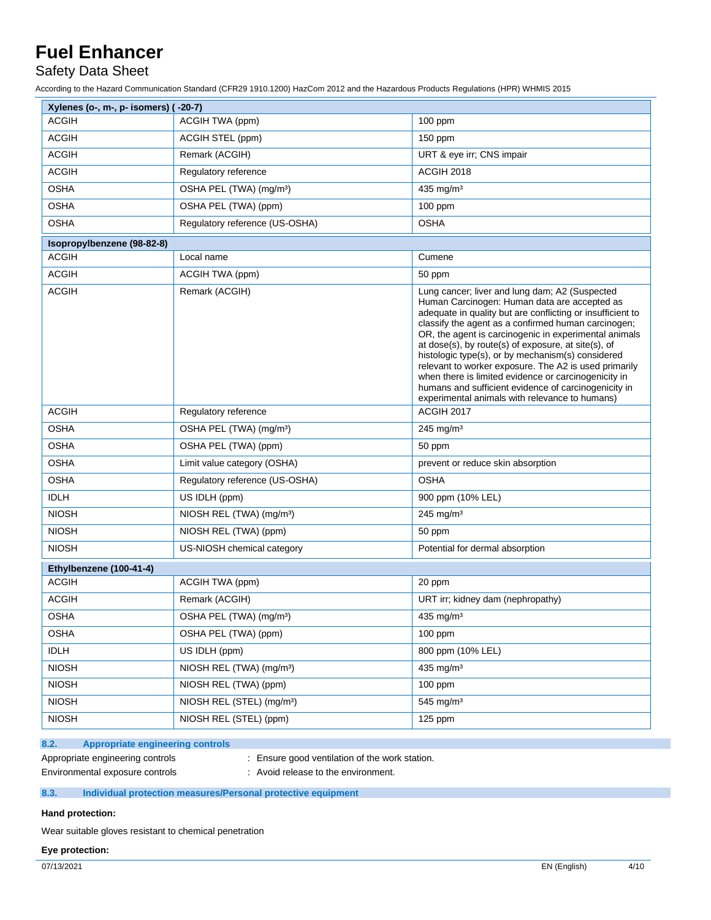| Xylenes (o-, m-, p- isomers) ( -20-7) | | |
|---|---|---|
| ACGIH | ACGIH TWA (ppm) | 100 ppm |
| ACGIH | ACGIH STEL (ppm) | 150 ppm |
| ACGIH | Remark (ACGIH) | URT & eye irr; CNS impair |
| ACGIH | Regulatory reference | ACGIH 2018 |
| OSHA | OSHA PEL (TWA) (mg/m³) | 435 mg/m³ |
| OSHA | OSHA PEL (TWA) (ppm) | 100 ppm |
| OSHA | Regulatory reference (US-OSHA) | OSHA |

| Isopropylbenzene (98-82-8) | | |
|---|---|---|
| ACGIH | Local name | Cumene |
| ACGIH | ACGIH TWA (ppm) | 50 ppm |
| ACGIH | Remark (ACGIH) | Lung cancer; liver and lung dam; A2 (Suspected Human Carcinogen: Human data are accepted as adequate in quality but are conflicting or insufficient to classify the agent as a confirmed human carcinogen; OR, the agent is carcinogenic in experimental animals at dose(s), by route(s) of exposure, at site(s), of histologic type(s), or by mechanism(s) considered relevant to worker exposure. The A2 is used primarily when there is limited evidence or carcinogenicity in humans and sufficient evidence of carcinogenicity in experimental animals with relevance to humans) |
| ACGIH | Regulatory reference | ACGIH 2017 |
| OSHA | OSHA PEL (TWA) (mg/m³) | 245 mg/m³ |
| OSHA | OSHA PEL (TWA) (ppm) | 50 ppm |
| OSHA | Limit value category (OSHA) | prevent or reduce skin absorption |
| OSHA | Regulatory reference (US-OSHA) | OSHA |
| IDLH | US IDLH (ppm) | 900 ppm (10% LEL) |
| NIOSH | NIOSH REL (TWA) (mg/m³) | 245 mg/m³ |
| NIOSH | NIOSH REL (TWA) (ppm) | 50 ppm |
| NIOSH | US-NIOSH chemical category | Potential for dermal absorption |

| Ethylbenzene (100-41-4) | | |
|---|---|---|
| ACGIH | ACGIH TWA (ppm) | 20 ppm |
| ACGIH | Remark (ACGIH) | URT irr; kidney dam (nephropathy) |
| OSHA | OSHA PEL (TWA) (mg/m³) | 435 mg/m³ |
| OSHA | OSHA PEL (TWA) (ppm) | 100 ppm |
| IDLH | US IDLH (ppm) | 800 ppm (10% LEL) |
| NIOSH | NIOSH REL (TWA) (mg/m³) | 435 mg/m³ |
| NIOSH | NIOSH REL (TWA) (ppm) | 100 ppm |
| NIOSH | NIOSH REL (STEL) (mg/m³) | 545 mg/m³ |
| NIOSH | NIOSH REL (STEL) (ppm) | 125 ppm |

### 8.2. Appropriate engineering controls

Appropriate engineering controls : Ensure good ventilation of the work station.

Environmental exposure controls : Avoid release to the environment.

### 8.3. Individual protection measures/Personal protective equipment

**Hand protection:**

Wear suitable gloves resistant to chemical penetration

**Eye protection:**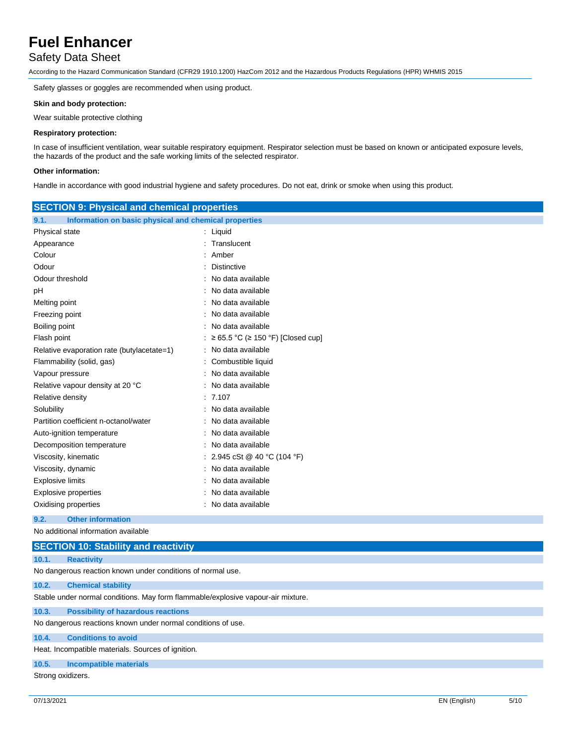Safety glasses or goggles are recommended when using product.

**Skin and body protection:**

Wear suitable protective clothing

**Respiratory protection:**

In case of insufficient ventilation, wear suitable respiratory equipment. Respirator selection must be based on known or anticipated exposure levels, the hazards of the product and the safe working limits of the selected respirator.

**Other information:**

Handle in accordance with good industrial hygiene and safety procedures. Do not eat, drink or smoke when using this product.

## SECTION 9: Physical and chemical properties

### 9.1. Information on basic physical and chemical properties

| Property | Value |
|---|---|
| Physical state | Liquid |
| Appearance | Translucent |
| Colour | Amber |
| Odour | Distinctive |
| Odour threshold | No data available |
| pH | No data available |
| Melting point | No data available |
| Freezing point | No data available |
| Boiling point | No data available |
| Flash point | ≥ 65.5 °C (≥ 150 °F) [Closed cup] |
| Relative evaporation rate (butylacetate=1) | No data available |
| Flammability (solid, gas) | Combustible liquid |
| Vapour pressure | No data available |
| Relative vapour density at 20 °C | No data available |
| Relative density | 7.107 |
| Solubility | No data available |
| Partition coefficient n-octanol/water | No data available |
| Auto-ignition temperature | No data available |
| Decomposition temperature | No data available |
| Viscosity, kinematic | 2.945 cSt @ 40 °C (104 °F) |
| Viscosity, dynamic | No data available |
| Explosive limits | No data available |
| Explosive properties | No data available |
| Oxidising properties | No data available |

### 9.2. Other information

No additional information available

## SECTION 10: Stability and reactivity

### 10.1. Reactivity

No dangerous reaction known under conditions of normal use.

### 10.2. Chemical stability

Stable under normal conditions. May form flammable/explosive vapour-air mixture.

### 10.3. Possibility of hazardous reactions

No dangerous reactions known under normal conditions of use.

### 10.4. Conditions to avoid

Heat. Incompatible materials. Sources of ignition.

### 10.5. Incompatible materials

Strong oxidizers.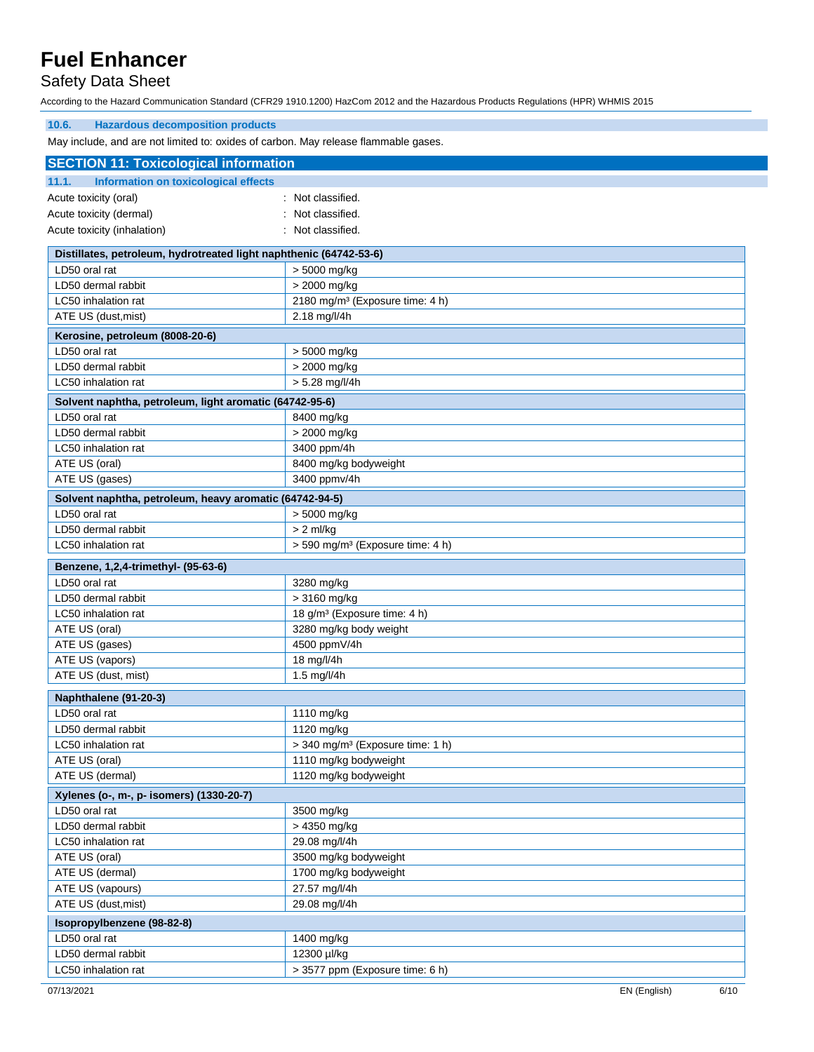### 10.6. Hazardous decomposition products

May include, and are not limited to: oxides of carbon. May release flammable gases.

## SECTION 11: Toxicological information

### 11.1. Information on toxicological effects

Acute toxicity (oral) : Not classified.

Acute toxicity (dermal) : Not classified.

Acute toxicity (inhalation) : Not classified.

| Distillates, petroleum, hydrotreated light naphthenic (64742-53-6) | |
|---|---|
| LD50 oral rat | > 5000 mg/kg |
| LD50 dermal rabbit | > 2000 mg/kg |
| LC50 inhalation rat | 2180 mg/m³ (Exposure time: 4 h) |
| ATE US (dust,mist) | 2.18 mg/l/4h |

| Kerosine, petroleum (8008-20-6) | |
|---|---|
| LD50 oral rat | > 5000 mg/kg |
| LD50 dermal rabbit | > 2000 mg/kg |
| LC50 inhalation rat | > 5.28 mg/l/4h |

| Solvent naphtha, petroleum, light aromatic (64742-95-6) | |
|---|---|
| LD50 oral rat | 8400 mg/kg |
| LD50 dermal rabbit | > 2000 mg/kg |
| LC50 inhalation rat | 3400 ppm/4h |
| ATE US (oral) | 8400 mg/kg bodyweight |
| ATE US (gases) | 3400 ppmv/4h |

| Solvent naphtha, petroleum, heavy aromatic (64742-94-5) | |
|---|---|
| LD50 oral rat | > 5000 mg/kg |
| LD50 dermal rabbit | > 2 ml/kg |
| LC50 inhalation rat | > 590 mg/m³ (Exposure time: 4 h) |

| Benzene, 1,2,4-trimethyl- (95-63-6) | |
|---|---|
| LD50 oral rat | 3280 mg/kg |
| LD50 dermal rabbit | > 3160 mg/kg |
| LC50 inhalation rat | 18 g/m³ (Exposure time: 4 h) |
| ATE US (oral) | 3280 mg/kg body weight |
| ATE US (gases) | 4500 ppmV/4h |
| ATE US (vapors) | 18 mg/l/4h |
| ATE US (dust, mist) | 1.5 mg/l/4h |

| Naphthalene (91-20-3) | |
|---|---|
| LD50 oral rat | 1110 mg/kg |
| LD50 dermal rabbit | 1120 mg/kg |
| LC50 inhalation rat | > 340 mg/m³ (Exposure time: 1 h) |
| ATE US (oral) | 1110 mg/kg bodyweight |
| ATE US (dermal) | 1120 mg/kg bodyweight |

| Xylenes (o-, m-, p- isomers) (1330-20-7) | |
|---|---|
| LD50 oral rat | 3500 mg/kg |
| LD50 dermal rabbit | > 4350 mg/kg |
| LC50 inhalation rat | 29.08 mg/l/4h |
| ATE US (oral) | 3500 mg/kg bodyweight |
| ATE US (dermal) | 1700 mg/kg bodyweight |
| ATE US (vapours) | 27.57 mg/l/4h |
| ATE US (dust,mist) | 29.08 mg/l/4h |

| Isopropylbenzene (98-82-8) | |
|---|---|
| LD50 oral rat | 1400 mg/kg |
| LD50 dermal rabbit | 12300 µl/kg |
| LC50 inhalation rat | > 3577 ppm (Exposure time: 6 h) |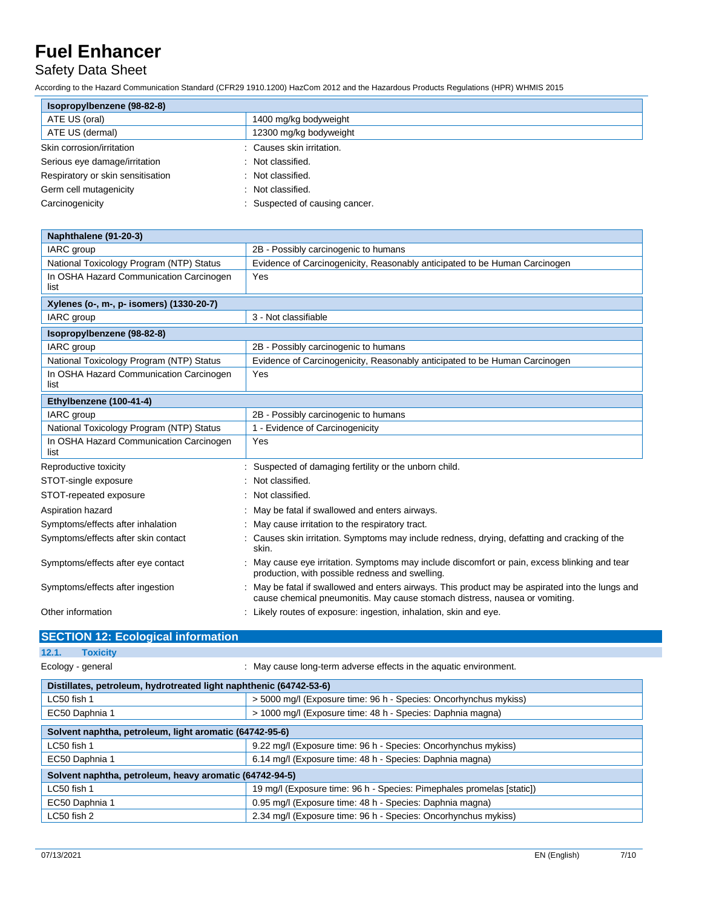| Isopropylbenzene (98-82-8) | |
|---|---|
| ATE US (oral) | 1400 mg/kg bodyweight |
| ATE US (dermal) | 12300 mg/kg bodyweight |

Skin corrosion/irritation : Causes skin irritation.

Serious eye damage/irritation : Not classified.

Respiratory or skin sensitisation : Not classified.

Germ cell mutagenicity : Not classified.

Carcinogenicity : Suspected of causing cancer.

| Naphthalene (91-20-3) | |
|---|---|
| IARC group | 2B - Possibly carcinogenic to humans |
| National Toxicology Program (NTP) Status | Evidence of Carcinogenicity, Reasonably anticipated to be Human Carcinogen |
| In OSHA Hazard Communication Carcinogen list | Yes |
| **Xylenes (o-, m-, p- isomers) (1330-20-7)** | |
| IARC group | 3 - Not classifiable |
| **Isopropylbenzene (98-82-8)** | |
| IARC group | 2B - Possibly carcinogenic to humans |
| National Toxicology Program (NTP) Status | Evidence of Carcinogenicity, Reasonably anticipated to be Human Carcinogen |
| In OSHA Hazard Communication Carcinogen list | Yes |
| **Ethylbenzene (100-41-4)** | |
| IARC group | 2B - Possibly carcinogenic to humans |
| National Toxicology Program (NTP) Status | 1 - Evidence of Carcinogenicity |
| In OSHA Hazard Communication Carcinogen list | Yes |

Reproductive toxicity : Suspected of damaging fertility or the unborn child.

STOT-single exposure : Not classified.

STOT-repeated exposure : Not classified.

Aspiration hazard : May be fatal if swallowed and enters airways.

Symptoms/effects after inhalation : May cause irritation to the respiratory tract.

Symptoms/effects after skin contact : Causes skin irritation. Symptoms may include redness, drying, defatting and cracking of the skin.

Symptoms/effects after eye contact : May cause eye irritation. Symptoms may include discomfort or pain, excess blinking and tear production, with possible redness and swelling.

Symptoms/effects after ingestion : May be fatal if swallowed and enters airways. This product may be aspirated into the lungs and cause chemical pneumonitis. May cause stomach distress, nausea or vomiting.

Other information : Likely routes of exposure: ingestion, inhalation, skin and eye.

## SECTION 12: Ecological information

### 12.1. Toxicity

Ecology - general : May cause long-term adverse effects in the aquatic environment.

| Distillates, petroleum, hydrotreated light naphthenic (64742-53-6) | |
|---|---|
| LC50 fish 1 | > 5000 mg/l (Exposure time: 96 h - Species: Oncorhynchus mykiss) |
| EC50 Daphnia 1 | > 1000 mg/l (Exposure time: 48 h - Species: Daphnia magna) |
| **Solvent naphtha, petroleum, light aromatic (64742-95-6)** | |
| LC50 fish 1 | 9.22 mg/l (Exposure time: 96 h - Species: Oncorhynchus mykiss) |
| EC50 Daphnia 1 | 6.14 mg/l (Exposure time: 48 h - Species: Daphnia magna) |
| **Solvent naphtha, petroleum, heavy aromatic (64742-94-5)** | |
| LC50 fish 1 | 19 mg/l (Exposure time: 96 h - Species: Pimephales promelas [static]) |
| EC50 Daphnia 1 | 0.95 mg/l (Exposure time: 48 h - Species: Daphnia magna) |
| LC50 fish 2 | 2.34 mg/l (Exposure time: 96 h - Species: Oncorhynchus mykiss) |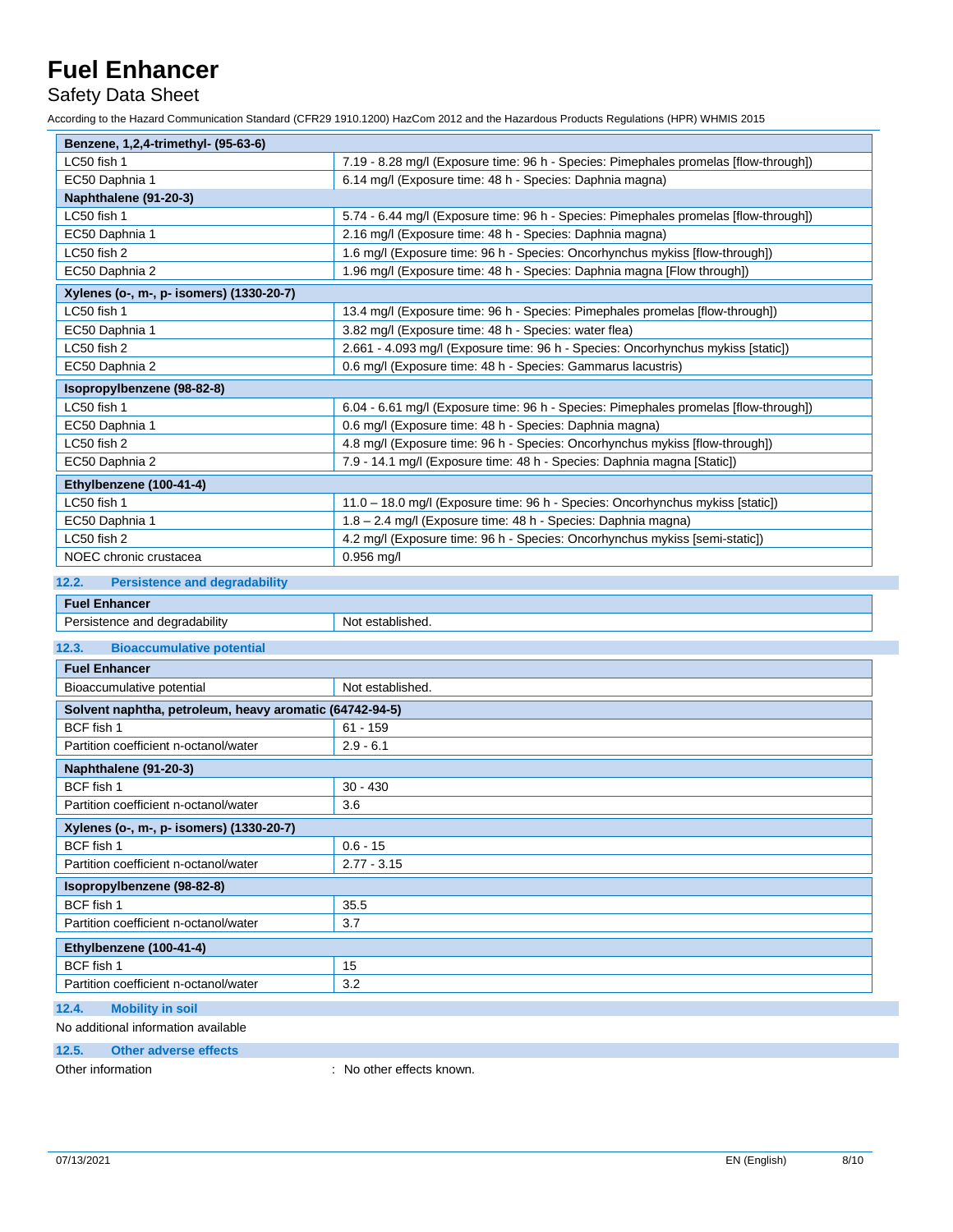| Benzene, 1,2,4-trimethyl- (95-63-6) | |
|---|---|
| LC50 fish 1 | 7.19 - 8.28 mg/l (Exposure time: 96 h - Species: Pimephales promelas [flow-through]) |
| EC50 Daphnia 1 | 6.14 mg/l (Exposure time: 48 h - Species: Daphnia magna) |
| **Naphthalene (91-20-3)** | |
| LC50 fish 1 | 5.74 - 6.44 mg/l (Exposure time: 96 h - Species: Pimephales promelas [flow-through]) |
| EC50 Daphnia 1 | 2.16 mg/l (Exposure time: 48 h - Species: Daphnia magna) |
| LC50 fish 2 | 1.6 mg/l (Exposure time: 96 h - Species: Oncorhynchus mykiss [flow-through]) |
| EC50 Daphnia 2 | 1.96 mg/l (Exposure time: 48 h - Species: Daphnia magna [Flow through]) |

| Xylenes (o-, m-, p- isomers) (1330-20-7) | |
|---|---|
| LC50 fish 1 | 13.4 mg/l (Exposure time: 96 h - Species: Pimephales promelas [flow-through]) |
| EC50 Daphnia 1 | 3.82 mg/l (Exposure time: 48 h - Species: water flea) |
| LC50 fish 2 | 2.661 - 4.093 mg/l (Exposure time: 96 h - Species: Oncorhynchus mykiss [static]) |
| EC50 Daphnia 2 | 0.6 mg/l (Exposure time: 48 h - Species: Gammarus lacustris) |

| Isopropylbenzene (98-82-8) | |
|---|---|
| LC50 fish 1 | 6.04 - 6.61 mg/l (Exposure time: 96 h - Species: Pimephales promelas [flow-through]) |
| EC50 Daphnia 1 | 0.6 mg/l (Exposure time: 48 h - Species: Daphnia magna) |
| LC50 fish 2 | 4.8 mg/l (Exposure time: 96 h - Species: Oncorhynchus mykiss [flow-through]) |
| EC50 Daphnia 2 | 7.9 - 14.1 mg/l (Exposure time: 48 h - Species: Daphnia magna [Static]) |

| Ethylbenzene (100-41-4) | |
|---|---|
| LC50 fish 1 | 11.0 – 18.0 mg/l (Exposure time: 96 h - Species: Oncorhynchus mykiss [static]) |
| EC50 Daphnia 1 | 1.8 – 2.4 mg/l (Exposure time: 48 h - Species: Daphnia magna) |
| LC50 fish 2 | 4.2 mg/l (Exposure time: 96 h - Species: Oncorhynchus mykiss [semi-static]) |
| NOEC chronic crustacea | 0.956 mg/l |

### 12.2. Persistence and degradability

| Fuel Enhancer | |
|---|---|
| Persistence and degradability | Not established. |

### 12.3. Bioaccumulative potential

| Fuel Enhancer | |
|---|---|
| Bioaccumulative potential | Not established. |

| Solvent naphtha, petroleum, heavy aromatic (64742-94-5) | |
|---|---|
| BCF fish 1 | 61 - 159 |
| Partition coefficient n-octanol/water | 2.9 - 6.1 |

| Naphthalene (91-20-3) | |
|---|---|
| BCF fish 1 | 30 - 430 |
| Partition coefficient n-octanol/water | 3.6 |

| Xylenes (o-, m-, p- isomers) (1330-20-7) | |
|---|---|
| BCF fish 1 | 0.6 - 15 |
| Partition coefficient n-octanol/water | 2.77 - 3.15 |

| Isopropylbenzene (98-82-8) | |
|---|---|
| BCF fish 1 | 35.5 |
| Partition coefficient n-octanol/water | 3.7 |

| Ethylbenzene (100-41-4) | |
|---|---|
| BCF fish 1 | 15 |
| Partition coefficient n-octanol/water | 3.2 |

### 12.4. Mobility in soil

No additional information available

### 12.5. Other adverse effects

Other information : No other effects known.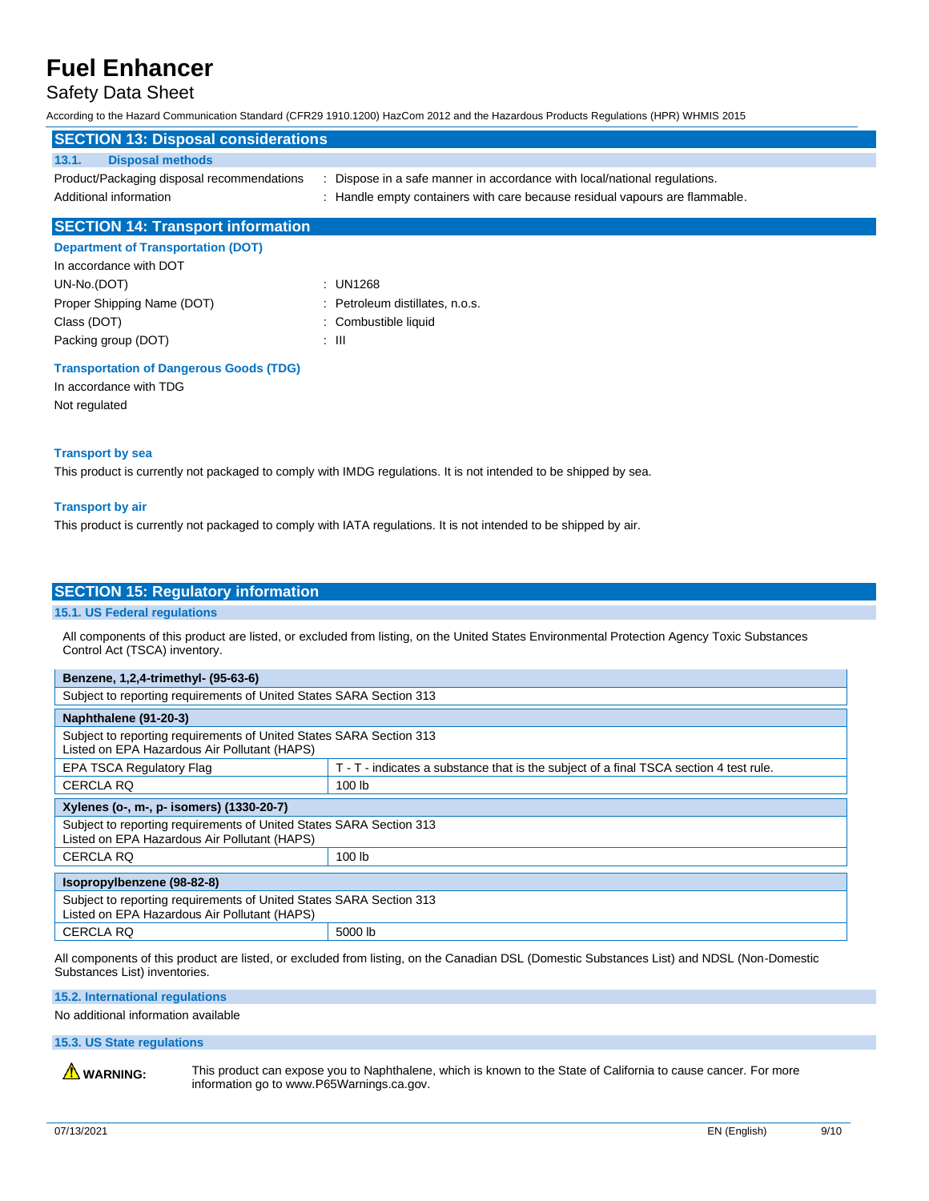## SECTION 13: Disposal considerations

### 13.1. Disposal methods

Product/Packaging disposal recommendations : Dispose in a safe manner in accordance with local/national regulations.

Additional information : Handle empty containers with care because residual vapours are flammable.

## SECTION 14: Transport information

### Department of Transportation (DOT)

In accordance with DOT

UN-No.(DOT) : UN1268

Proper Shipping Name (DOT) : Petroleum distillates, n.o.s.

Class (DOT) : Combustible liquid

Packing group (DOT) : III

### Transportation of Dangerous Goods (TDG)

In accordance with TDG

Not regulated

### Transport by sea

This product is currently not packaged to comply with IMDG regulations. It is not intended to be shipped by sea.

### Transport by air

This product is currently not packaged to comply with IATA regulations. It is not intended to be shipped by air.

## SECTION 15: Regulatory information

### 15.1. US Federal regulations

All components of this product are listed, or excluded from listing, on the United States Environmental Protection Agency Toxic Substances Control Act (TSCA) inventory.

| **Benzene, 1,2,4-trimethyl- (95-63-6)** | |
|---|---|
| Subject to reporting requirements of United States SARA Section 313 | |

| **Naphthalene (91-20-3)** | |
|---|---|
| Subject to reporting requirements of United States SARA Section 313<br>Listed on EPA Hazardous Air Pollutant (HAPS) | |
| EPA TSCA Regulatory Flag | T - T - indicates a substance that is the subject of a final TSCA section 4 test rule. |
| CERCLA RQ | 100 lb |

| **Xylenes (o-, m-, p- isomers) (1330-20-7)** | |
|---|---|
| Subject to reporting requirements of United States SARA Section 313<br>Listed on EPA Hazardous Air Pollutant (HAPS) | |
| CERCLA RQ | 100 lb |

| **Isopropylbenzene (98-82-8)** | |
|---|---|
| Subject to reporting requirements of United States SARA Section 313<br>Listed on EPA Hazardous Air Pollutant (HAPS) | |
| CERCLA RQ | 5000 lb |

All components of this product are listed, or excluded from listing, on the Canadian DSL (Domestic Substances List) and NDSL (Non-Domestic Substances List) inventories.

### 15.2. International regulations

No additional information available

### 15.3. US State regulations

**WARNING:** This product can expose you to Naphthalene, which is known to the State of California to cause cancer. For more information go to www.P65Warnings.ca.gov.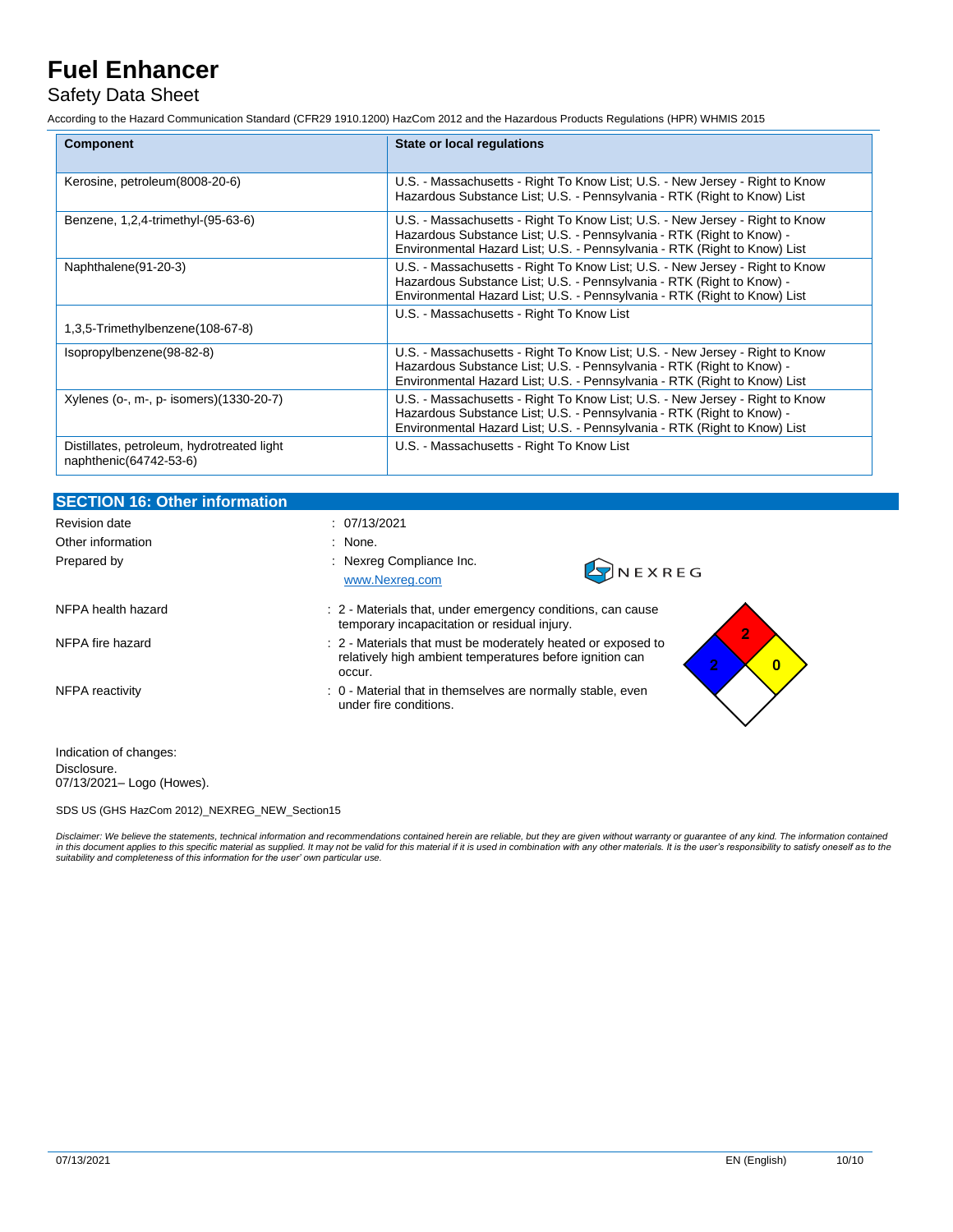| Component | State or local regulations |
|---|---|
| Kerosine, petroleum(8008-20-6) | U.S. - Massachusetts - Right To Know List; U.S. - New Jersey - Right to Know Hazardous Substance List; U.S. - Pennsylvania - RTK (Right to Know) List |
| Benzene, 1,2,4-trimethyl-(95-63-6) | U.S. - Massachusetts - Right To Know List; U.S. - New Jersey - Right to Know Hazardous Substance List; U.S. - Pennsylvania - RTK (Right to Know) - Environmental Hazard List; U.S. - Pennsylvania - RTK (Right to Know) List |
| Naphthalene(91-20-3) | U.S. - Massachusetts - Right To Know List; U.S. - New Jersey - Right to Know Hazardous Substance List; U.S. - Pennsylvania - RTK (Right to Know) - Environmental Hazard List; U.S. - Pennsylvania - RTK (Right to Know) List |
| 1,3,5-Trimethylbenzene(108-67-8) | U.S. - Massachusetts - Right To Know List |
| Isopropylbenzene(98-82-8) | U.S. - Massachusetts - Right To Know List; U.S. - New Jersey - Right to Know Hazardous Substance List; U.S. - Pennsylvania - RTK (Right to Know) - Environmental Hazard List; U.S. - Pennsylvania - RTK (Right to Know) List |
| Xylenes (o-, m-, p- isomers)(1330-20-7) | U.S. - Massachusetts - Right To Know List; U.S. - New Jersey - Right to Know Hazardous Substance List; U.S. - Pennsylvania - RTK (Right to Know) - Environmental Hazard List; U.S. - Pennsylvania - RTK (Right to Know) List |
| Distillates, petroleum, hydrotreated light naphthenic(64742-53-6) | U.S. - Massachusetts - Right To Know List |

## SECTION 16: Other information

Revision date : 07/13/2021

Other information : None.

Prepared by : Nexreg Compliance Inc.
www.Nexreg.com

NEXREG

NFPA health hazard : 2 - Materials that, under emergency conditions, can cause temporary incapacitation or residual injury.

NFPA fire hazard : 2 - Materials that must be moderately heated or exposed to relatively high ambient temperatures before ignition can occur.

NFPA reactivity : 0 - Material that in themselves are normally stable, even under fire conditions.

2
2
0

Indication of changes:
Disclosure.
07/13/2021– Logo (Howes).

SDS US (GHS HazCom 2012)_NEXREG_NEW_Section15

*Disclaimer: We believe the statements, technical information and recommendations contained herein are reliable, but they are given without warranty or guarantee of any kind. The information contained in this document applies to this specific material as supplied. It may not be valid for this material if it is used in combination with any other materials. It is the user's responsibility to satisfy oneself as to the suitability and completeness of this information for the user' own particular use.*